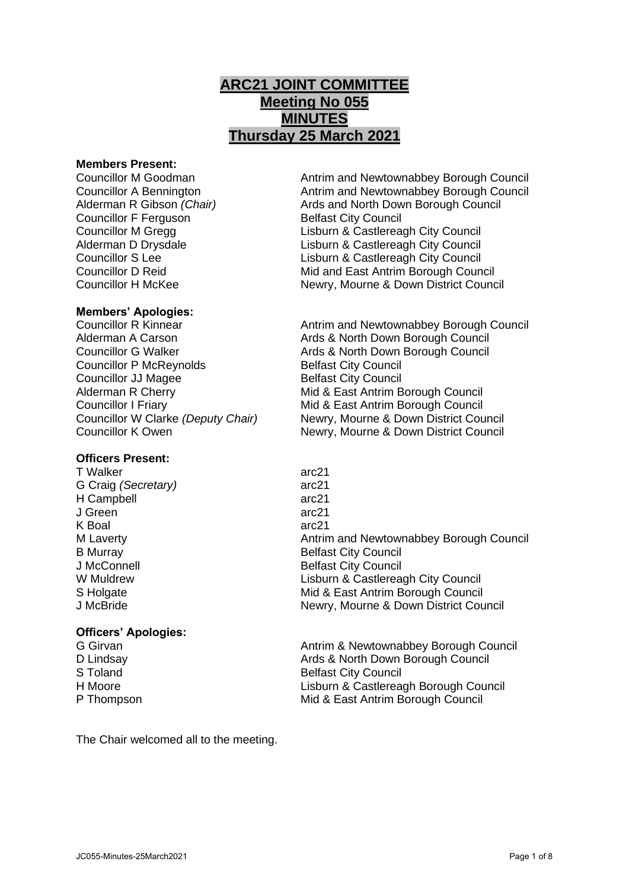# ARC21 JOINT COMMITTEE
# Meeting No 055
# MINUTES
# Thursday 25 March 2021

**Members Present:**

| | |
|---|---|
| Councillor M Goodman | Antrim and Newtownabbey Borough Council |
| Councillor A Bennington | Antrim and Newtownabbey Borough Council |
| Alderman R Gibson *(Chair)* | Ards and North Down Borough Council |
| Councillor F Ferguson | Belfast City Council |
| Councillor M Gregg | Lisburn & Castlereagh City Council |
| Alderman D Drysdale | Lisburn & Castlereagh City Council |
| Councillor S Lee | Lisburn & Castlereagh City Council |
| Councillor D Reid | Mid and East Antrim Borough Council |
| Councillor H McKee | Newry, Mourne & Down District Council |

**Members' Apologies:**

| | |
|---|---|
| Councillor R Kinnear | Antrim and Newtownabbey Borough Council |
| Alderman A Carson | Ards & North Down Borough Council |
| Councillor G Walker | Ards & North Down Borough Council |
| Councillor P McReynolds | Belfast City Council |
| Councillor JJ Magee | Belfast City Council |
| Alderman R Cherry | Mid & East Antrim Borough Council |
| Councillor I Friary | Mid & East Antrim Borough Council |
| Councillor W Clarke *(Deputy Chair)* | Newry, Mourne & Down District Council |
| Councillor K Owen | Newry, Mourne & Down District Council |

**Officers Present:**

| | |
|---|---|
| T Walker | arc21 |
| G Craig *(Secretary)* | arc21 |
| H Campbell | arc21 |
| J Green | arc21 |
| K Boal | arc21 |
| M Laverty | Antrim and Newtownabbey Borough Council |
| B Murray | Belfast City Council |
| J McConnell | Belfast City Council |
| W Muldrew | Lisburn & Castlereagh City Council |
| S Holgate | Mid & East Antrim Borough Council |
| J McBride | Newry, Mourne & Down District Council |

**Officers' Apologies:**

| | |
|---|---|
| G Girvan | Antrim & Newtownabbey Borough Council |
| D Lindsay | Ards & North Down Borough Council |
| S Toland | Belfast City Council |
| H Moore | Lisburn & Castlereagh Borough Council |
| P Thompson | Mid & East Antrim Borough Council |

The Chair welcomed all to the meeting.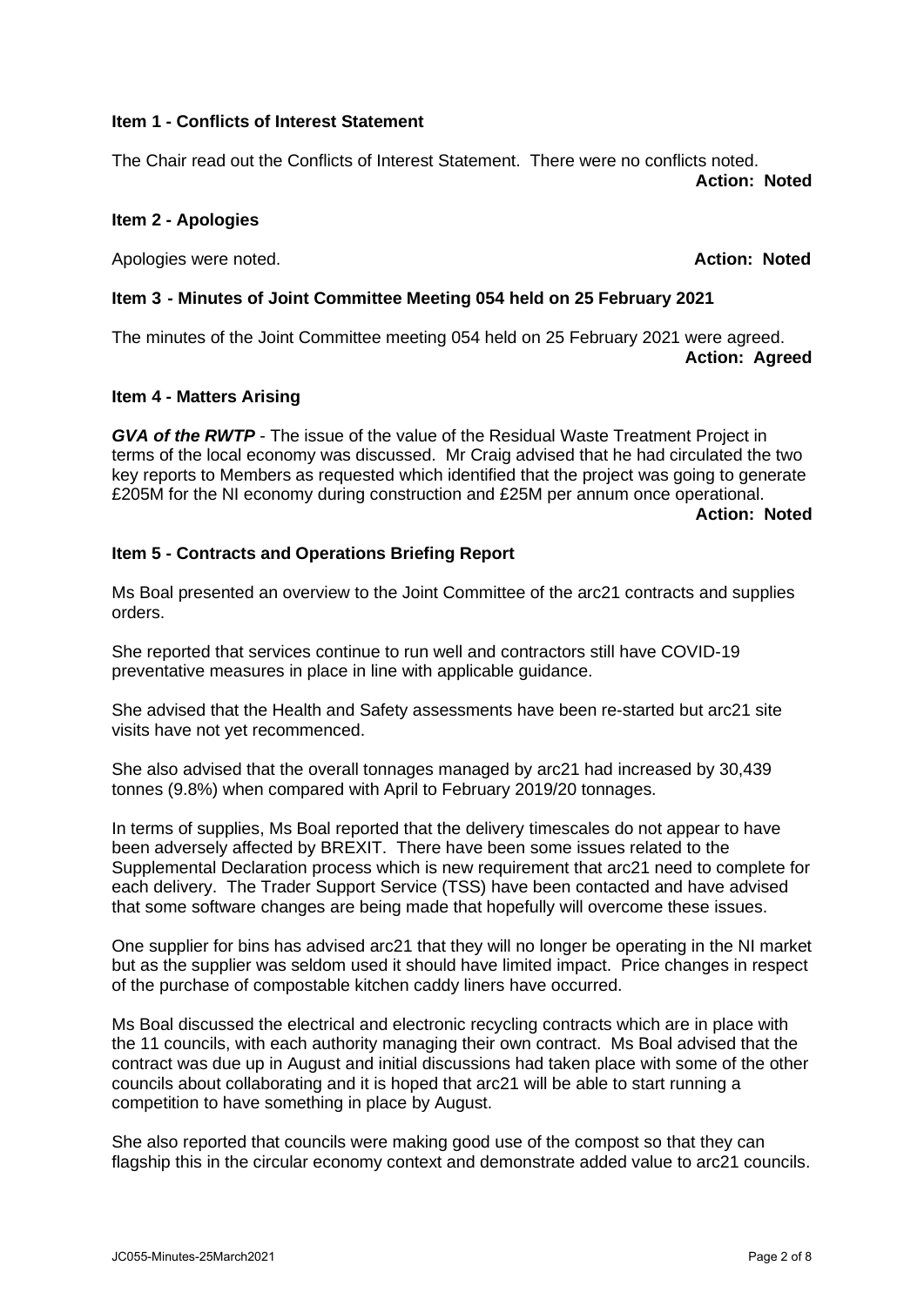**Item 1 - Conflicts of Interest Statement**

The Chair read out the Conflicts of Interest Statement. There were no conflicts noted.

**Action: Noted**

**Item 2 - Apologies**

Apologies were noted. **Action: Noted**

**Item 3 - Minutes of Joint Committee Meeting 054 held on 25 February 2021**

The minutes of the Joint Committee meeting 054 held on 25 February 2021 were agreed.

**Action: Agreed**

**Item 4 - Matters Arising**

***GVA of the RWTP*** - The issue of the value of the Residual Waste Treatment Project in terms of the local economy was discussed. Mr Craig advised that he had circulated the two key reports to Members as requested which identified that the project was going to generate £205M for the NI economy during construction and £25M per annum once operational.

**Action: Noted**

**Item 5 - Contracts and Operations Briefing Report**

Ms Boal presented an overview to the Joint Committee of the arc21 contracts and supplies orders.

She reported that services continue to run well and contractors still have COVID-19 preventative measures in place in line with applicable guidance.

She advised that the Health and Safety assessments have been re-started but arc21 site visits have not yet recommenced.

She also advised that the overall tonnages managed by arc21 had increased by 30,439 tonnes (9.8%) when compared with April to February 2019/20 tonnages.

In terms of supplies, Ms Boal reported that the delivery timescales do not appear to have been adversely affected by BREXIT. There have been some issues related to the Supplemental Declaration process which is new requirement that arc21 need to complete for each delivery. The Trader Support Service (TSS) have been contacted and have advised that some software changes are being made that hopefully will overcome these issues.

One supplier for bins has advised arc21 that they will no longer be operating in the NI market but as the supplier was seldom used it should have limited impact. Price changes in respect of the purchase of compostable kitchen caddy liners have occurred.

Ms Boal discussed the electrical and electronic recycling contracts which are in place with the 11 councils, with each authority managing their own contract. Ms Boal advised that the contract was due up in August and initial discussions had taken place with some of the other councils about collaborating and it is hoped that arc21 will be able to start running a competition to have something in place by August.

She also reported that councils were making good use of the compost so that they can flagship this in the circular economy context and demonstrate added value to arc21 councils.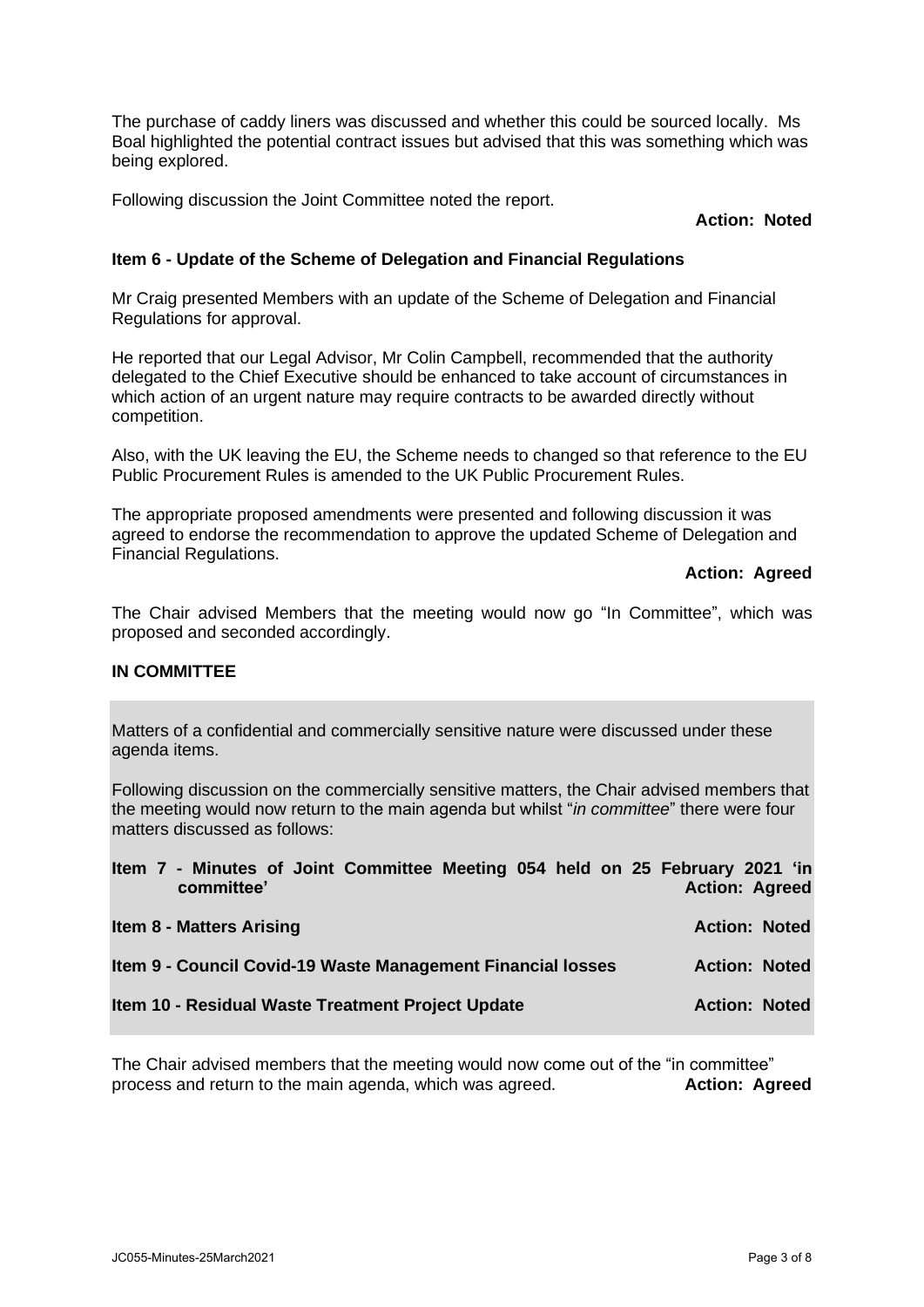The purchase of caddy liners was discussed and whether this could be sourced locally. Ms Boal highlighted the potential contract issues but advised that this was something which was being explored.

Following discussion the Joint Committee noted the report.

**Action: Noted**

**Item 6 - Update of the Scheme of Delegation and Financial Regulations**

Mr Craig presented Members with an update of the Scheme of Delegation and Financial Regulations for approval.

He reported that our Legal Advisor, Mr Colin Campbell, recommended that the authority delegated to the Chief Executive should be enhanced to take account of circumstances in which action of an urgent nature may require contracts to be awarded directly without competition.

Also, with the UK leaving the EU, the Scheme needs to changed so that reference to the EU Public Procurement Rules is amended to the UK Public Procurement Rules.

The appropriate proposed amendments were presented and following discussion it was agreed to endorse the recommendation to approve the updated Scheme of Delegation and Financial Regulations.

**Action: Agreed**

The Chair advised Members that the meeting would now go "In Committee", which was proposed and seconded accordingly.

**IN COMMITTEE**

Matters of a confidential and commercially sensitive nature were discussed under these agenda items.

Following discussion on the commercially sensitive matters, the Chair advised members that the meeting would now return to the main agenda but whilst "*in committee*" there were four matters discussed as follows:

**Item 7 - Minutes of Joint Committee Meeting 054 held on 25 February 2021 'in committee'** — **Action: Agreed**

**Item 8 - Matters Arising** — **Action: Noted**

**Item 9 - Council Covid-19 Waste Management Financial losses** — **Action: Noted**

**Item 10 - Residual Waste Treatment Project Update** — **Action: Noted**

The Chair advised members that the meeting would now come out of the "in committee" process and return to the main agenda, which was agreed. **Action: Agreed**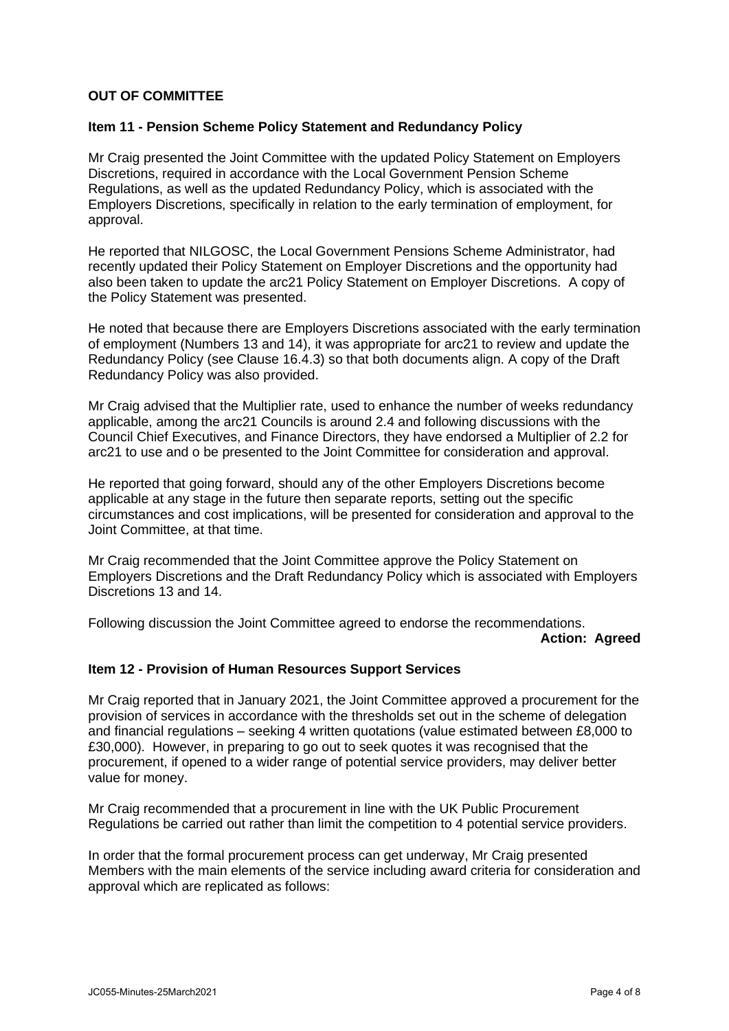**OUT OF COMMITTEE**

**Item 11 - Pension Scheme Policy Statement and Redundancy Policy**

Mr Craig presented the Joint Committee with the updated Policy Statement on Employers Discretions, required in accordance with the Local Government Pension Scheme Regulations, as well as the updated Redundancy Policy, which is associated with the Employers Discretions, specifically in relation to the early termination of employment, for approval.

He reported that NILGOSC, the Local Government Pensions Scheme Administrator, had recently updated their Policy Statement on Employer Discretions and the opportunity had also been taken to update the arc21 Policy Statement on Employer Discretions. A copy of the Policy Statement was presented.

He noted that because there are Employers Discretions associated with the early termination of employment (Numbers 13 and 14), it was appropriate for arc21 to review and update the Redundancy Policy (see Clause 16.4.3) so that both documents align. A copy of the Draft Redundancy Policy was also provided.

Mr Craig advised that the Multiplier rate, used to enhance the number of weeks redundancy applicable, among the arc21 Councils is around 2.4 and following discussions with the Council Chief Executives, and Finance Directors, they have endorsed a Multiplier of 2.2 for arc21 to use and o be presented to the Joint Committee for consideration and approval.

He reported that going forward, should any of the other Employers Discretions become applicable at any stage in the future then separate reports, setting out the specific circumstances and cost implications, will be presented for consideration and approval to the Joint Committee, at that time.

Mr Craig recommended that the Joint Committee approve the Policy Statement on Employers Discretions and the Draft Redundancy Policy which is associated with Employers Discretions 13 and 14.

Following discussion the Joint Committee agreed to endorse the recommendations.

**Action: Agreed**

**Item 12 - Provision of Human Resources Support Services**

Mr Craig reported that in January 2021, the Joint Committee approved a procurement for the provision of services in accordance with the thresholds set out in the scheme of delegation and financial regulations – seeking 4 written quotations (value estimated between £8,000 to £30,000). However, in preparing to go out to seek quotes it was recognised that the procurement, if opened to a wider range of potential service providers, may deliver better value for money.

Mr Craig recommended that a procurement in line with the UK Public Procurement Regulations be carried out rather than limit the competition to 4 potential service providers.

In order that the formal procurement process can get underway, Mr Craig presented Members with the main elements of the service including award criteria for consideration and approval which are replicated as follows: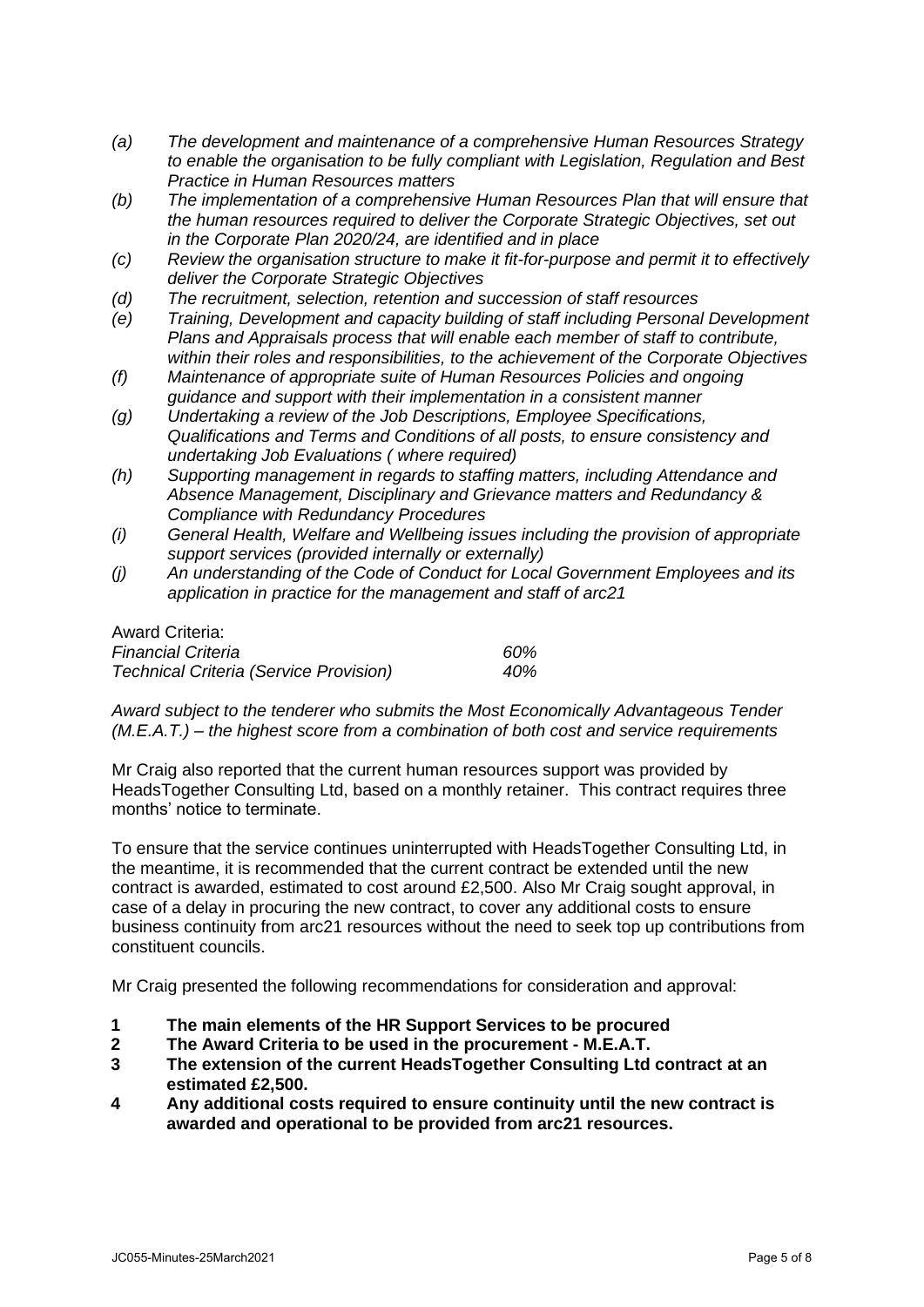- *(a)* *The development and maintenance of a comprehensive Human Resources Strategy to enable the organisation to be fully compliant with Legislation, Regulation and Best Practice in Human Resources matters*
- *(b)* *The implementation of a comprehensive Human Resources Plan that will ensure that the human resources required to deliver the Corporate Strategic Objectives, set out in the Corporate Plan 2020/24, are identified and in place*
- *(c)* *Review the organisation structure to make it fit-for-purpose and permit it to effectively deliver the Corporate Strategic Objectives*
- *(d)* *The recruitment, selection, retention and succession of staff resources*
- *(e)* *Training, Development and capacity building of staff including Personal Development Plans and Appraisals process that will enable each member of staff to contribute, within their roles and responsibilities, to the achievement of the Corporate Objectives*
- *(f)* *Maintenance of appropriate suite of Human Resources Policies and ongoing guidance and support with their implementation in a consistent manner*
- *(g)* *Undertaking a review of the Job Descriptions, Employee Specifications, Qualifications and Terms and Conditions of all posts, to ensure consistency and undertaking Job Evaluations ( where required)*
- *(h)* *Supporting management in regards to staffing matters, including Attendance and Absence Management, Disciplinary and Grievance matters and Redundancy & Compliance with Redundancy Procedures*
- *(i)* *General Health, Welfare and Wellbeing issues including the provision of appropriate support services (provided internally or externally)*
- *(j)* *An understanding of the Code of Conduct for Local Government Employees and its application in practice for the management and staff of arc21*

Award Criteria:

| | |
|---|---|
| *Financial Criteria* | *60%* |
| *Technical Criteria (Service Provision)* | *40%* |

*Award subject to the tenderer who submits the Most Economically Advantageous Tender (M.E.A.T.) – the highest score from a combination of both cost and service requirements*

Mr Craig also reported that the current human resources support was provided by HeadsTogether Consulting Ltd, based on a monthly retainer. This contract requires three months' notice to terminate.

To ensure that the service continues uninterrupted with HeadsTogether Consulting Ltd, in the meantime, it is recommended that the current contract be extended until the new contract is awarded, estimated to cost around £2,500. Also Mr Craig sought approval, in case of a delay in procuring the new contract, to cover any additional costs to ensure business continuity from arc21 resources without the need to seek top up contributions from constituent councils.

Mr Craig presented the following recommendations for consideration and approval:

1. **The main elements of the HR Support Services to be procured**
2. **The Award Criteria to be used in the procurement - M.E.A.T.**
3. **The extension of the current HeadsTogether Consulting Ltd contract at an estimated £2,500.**
4. **Any additional costs required to ensure continuity until the new contract is awarded and operational to be provided from arc21 resources.**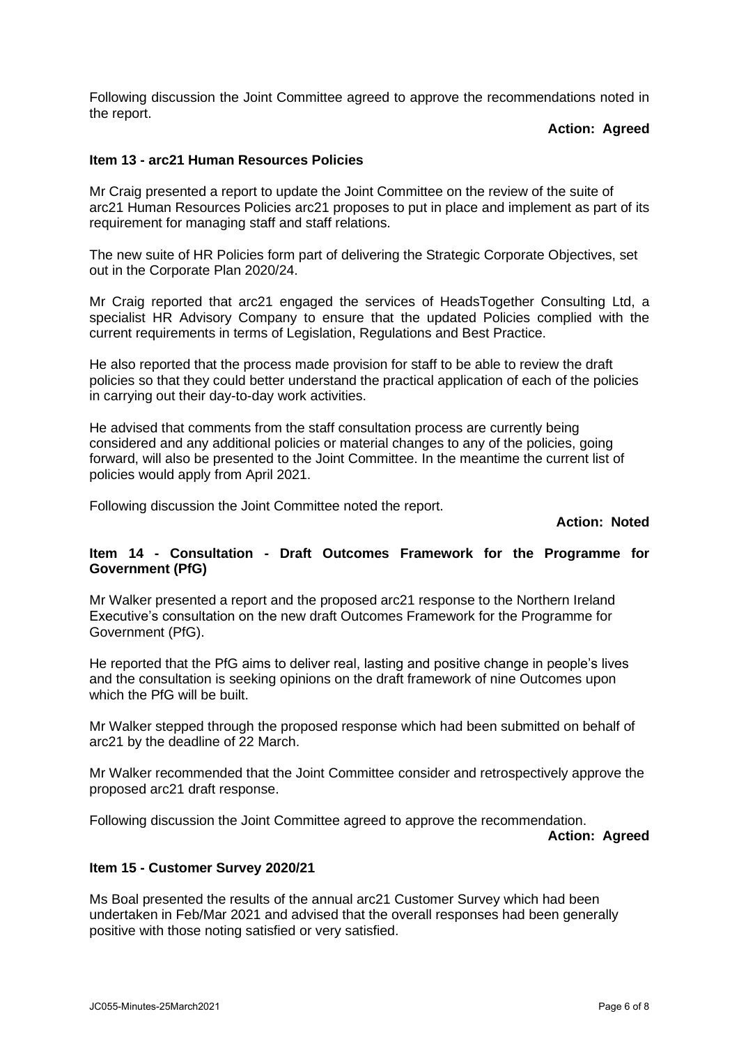Following discussion the Joint Committee agreed to approve the recommendations noted in the report.

**Action: Agreed**

**Item 13 - arc21 Human Resources Policies**

Mr Craig presented a report to update the Joint Committee on the review of the suite of arc21 Human Resources Policies arc21 proposes to put in place and implement as part of its requirement for managing staff and staff relations.

The new suite of HR Policies form part of delivering the Strategic Corporate Objectives, set out in the Corporate Plan 2020/24.

Mr Craig reported that arc21 engaged the services of HeadsTogether Consulting Ltd, a specialist HR Advisory Company to ensure that the updated Policies complied with the current requirements in terms of Legislation, Regulations and Best Practice.

He also reported that the process made provision for staff to be able to review the draft policies so that they could better understand the practical application of each of the policies in carrying out their day-to-day work activities.

He advised that comments from the staff consultation process are currently being considered and any additional policies or material changes to any of the policies, going forward, will also be presented to the Joint Committee. In the meantime the current list of policies would apply from April 2021.

Following discussion the Joint Committee noted the report.

**Action: Noted**

**Item 14 - Consultation - Draft Outcomes Framework for the Programme for Government (PfG)**

Mr Walker presented a report and the proposed arc21 response to the Northern Ireland Executive's consultation on the new draft Outcomes Framework for the Programme for Government (PfG).

He reported that the PfG aims to deliver real, lasting and positive change in people's lives and the consultation is seeking opinions on the draft framework of nine Outcomes upon which the PfG will be built.

Mr Walker stepped through the proposed response which had been submitted on behalf of arc21 by the deadline of 22 March.

Mr Walker recommended that the Joint Committee consider and retrospectively approve the proposed arc21 draft response.

Following discussion the Joint Committee agreed to approve the recommendation.

**Action: Agreed**

**Item 15 - Customer Survey 2020/21**

Ms Boal presented the results of the annual arc21 Customer Survey which had been undertaken in Feb/Mar 2021 and advised that the overall responses had been generally positive with those noting satisfied or very satisfied.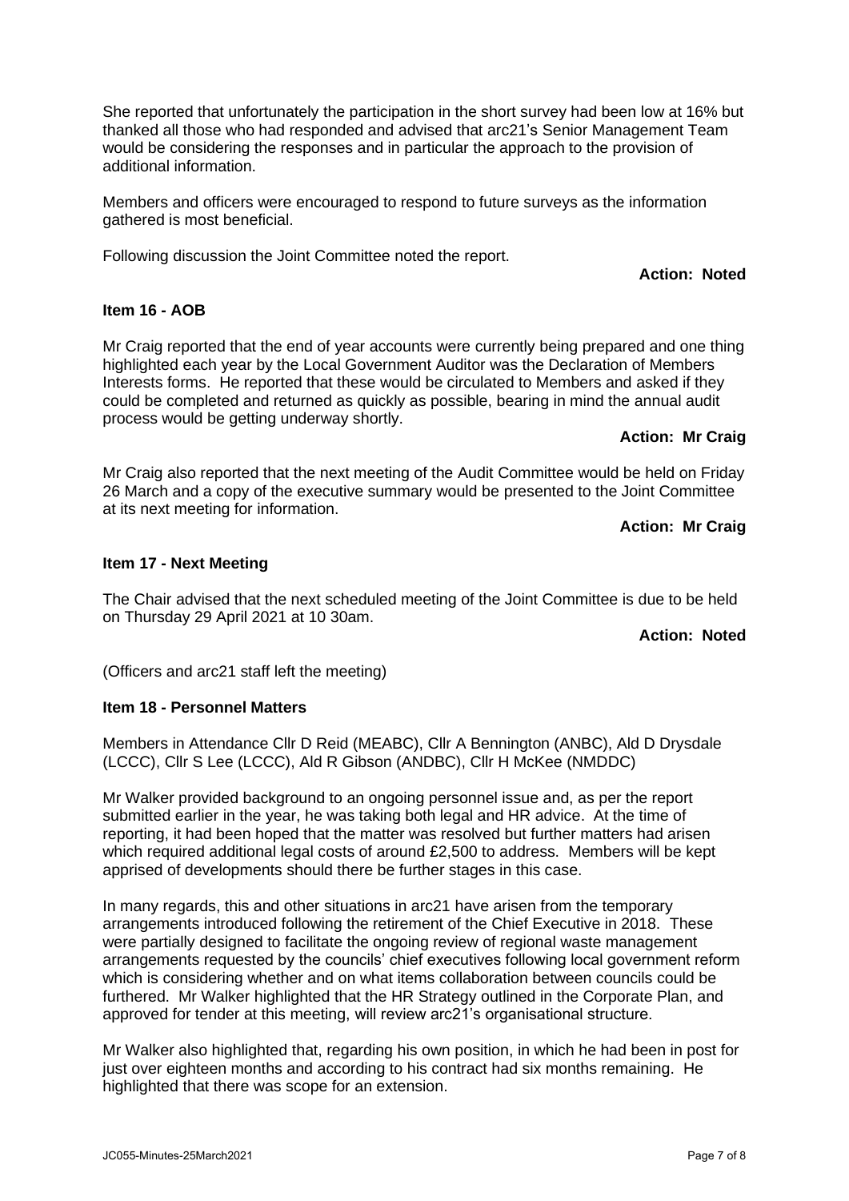She reported that unfortunately the participation in the short survey had been low at 16% but thanked all those who had responded and advised that arc21's Senior Management Team would be considering the responses and in particular the approach to the provision of additional information.

Members and officers were encouraged to respond to future surveys as the information gathered is most beneficial.

Following discussion the Joint Committee noted the report.

**Action: Noted**

**Item 16 - AOB**

Mr Craig reported that the end of year accounts were currently being prepared and one thing highlighted each year by the Local Government Auditor was the Declaration of Members Interests forms. He reported that these would be circulated to Members and asked if they could be completed and returned as quickly as possible, bearing in mind the annual audit process would be getting underway shortly.

**Action: Mr Craig**

Mr Craig also reported that the next meeting of the Audit Committee would be held on Friday 26 March and a copy of the executive summary would be presented to the Joint Committee at its next meeting for information.

**Action: Mr Craig**

**Item 17 - Next Meeting**

The Chair advised that the next scheduled meeting of the Joint Committee is due to be held on Thursday 29 April 2021 at 10 30am.

**Action: Noted**

(Officers and arc21 staff left the meeting)

**Item 18 - Personnel Matters**

Members in Attendance Cllr D Reid (MEABC), Cllr A Bennington (ANBC), Ald D Drysdale (LCCC), Cllr S Lee (LCCC), Ald R Gibson (ANDBC), Cllr H McKee (NMDDC)

Mr Walker provided background to an ongoing personnel issue and, as per the report submitted earlier in the year, he was taking both legal and HR advice. At the time of reporting, it had been hoped that the matter was resolved but further matters had arisen which required additional legal costs of around £2,500 to address. Members will be kept apprised of developments should there be further stages in this case.

In many regards, this and other situations in arc21 have arisen from the temporary arrangements introduced following the retirement of the Chief Executive in 2018. These were partially designed to facilitate the ongoing review of regional waste management arrangements requested by the councils' chief executives following local government reform which is considering whether and on what items collaboration between councils could be furthered. Mr Walker highlighted that the HR Strategy outlined in the Corporate Plan, and approved for tender at this meeting, will review arc21's organisational structure.

Mr Walker also highlighted that, regarding his own position, in which he had been in post for just over eighteen months and according to his contract had six months remaining. He highlighted that there was scope for an extension.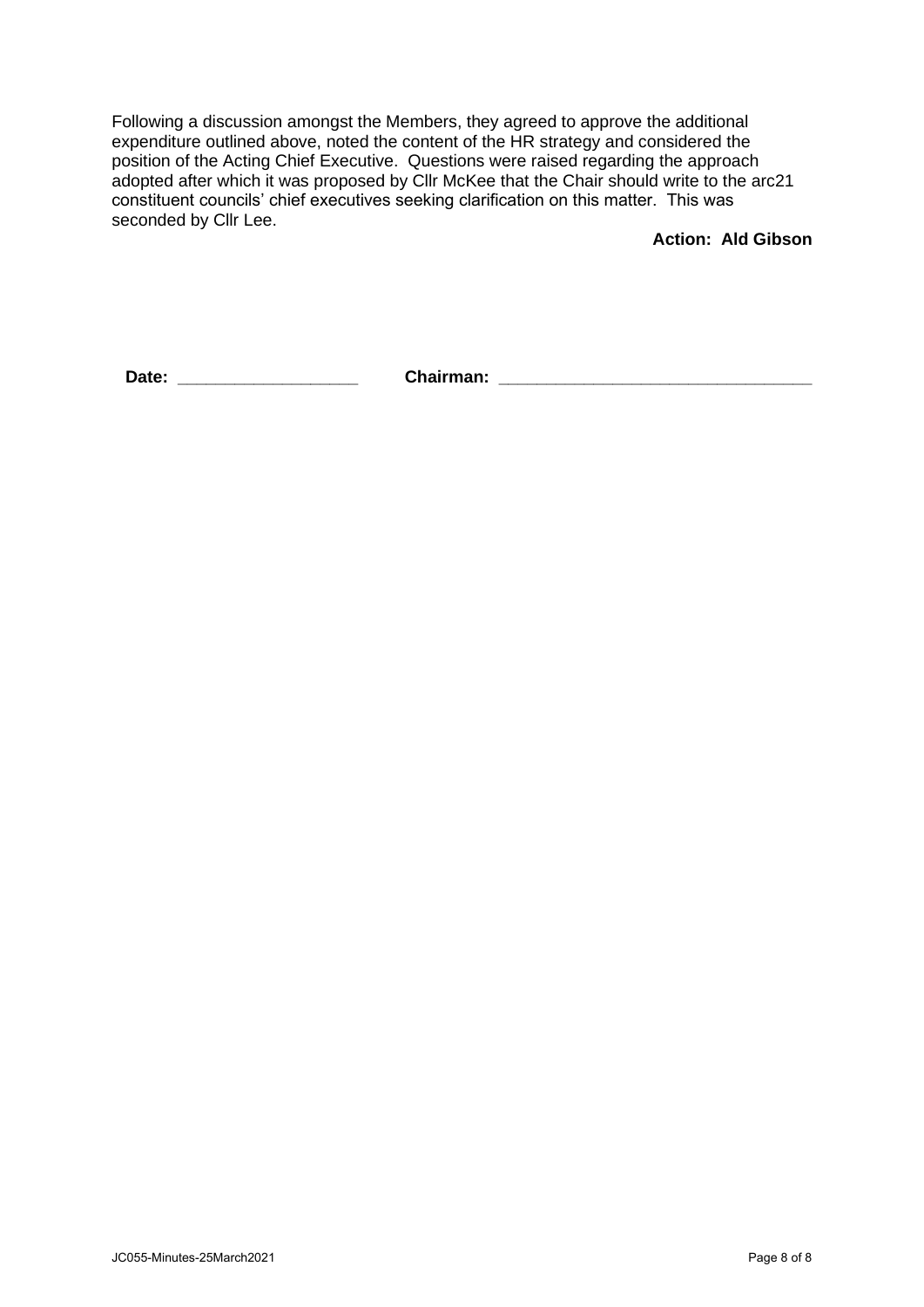Following a discussion amongst the Members, they agreed to approve the additional expenditure outlined above, noted the content of the HR strategy and considered the position of the Acting Chief Executive. Questions were raised regarding the approach adopted after which it was proposed by Cllr McKee that the Chair should write to the arc21 constituent councils' chief executives seeking clarification on this matter. This was seconded by Cllr Lee.

**Action: Ald Gibson**

**Date:** ___________________ **Chairman:** ________________________________